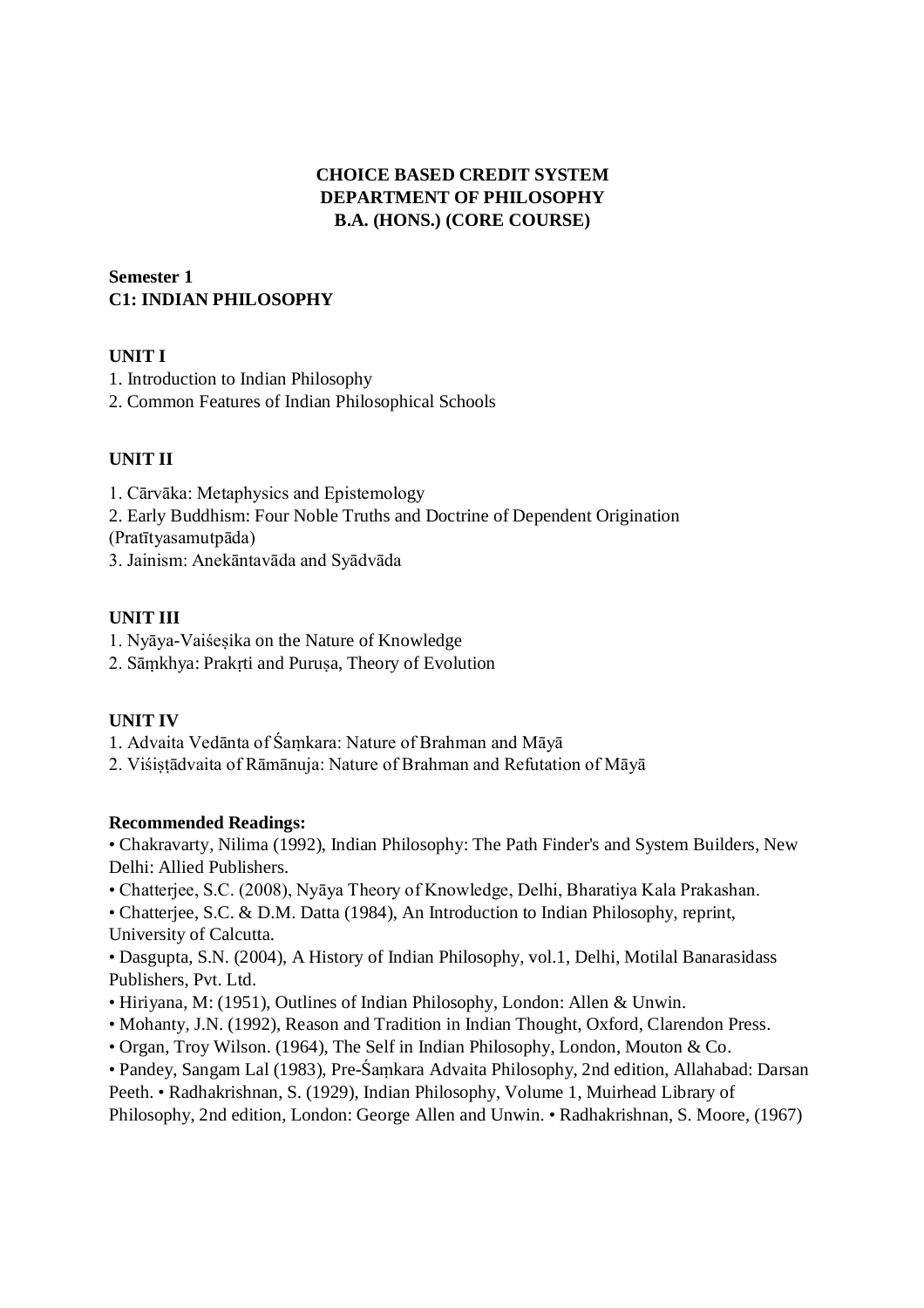**CHOICE BASED CREDIT SYSTEM**
**DEPARTMENT OF PHILOSOPHY**
**B.A. (HONS.) (CORE COURSE)**

**Semester 1**
**C1: INDIAN PHILOSOPHY**

**UNIT I**

1. Introduction to Indian Philosophy
2. Common Features of Indian Philosophical Schools

**UNIT II**

1. Cārvāka: Metaphysics and Epistemology
2. Early Buddhism: Four Noble Truths and Doctrine of Dependent Origination (Pratītyasamutpāda)
3. Jainism: Anekāntavāda and Syādvāda

**UNIT III**

1. Nyāya-Vaiśeṣika on the Nature of Knowledge
2. Sāṃkhya: Prakṛti and Puruṣa, Theory of Evolution

**UNIT IV**

1. Advaita Vedānta of Śaṃkara: Nature of Brahman and Māyā
2. Viśiṣṭādvaita of Rāmānuja: Nature of Brahman and Refutation of Māyā

**Recommended Readings:**

• Chakravarty, Nilima (1992), Indian Philosophy: The Path Finder's and System Builders, New Delhi: Allied Publishers.
• Chatterjee, S.C. (2008), Nyāya Theory of Knowledge, Delhi, Bharatiya Kala Prakashan.
• Chatterjee, S.C. & D.M. Datta (1984), An Introduction to Indian Philosophy, reprint, University of Calcutta.
• Dasgupta, S.N. (2004), A History of Indian Philosophy, vol.1, Delhi, Motilal Banarasidass Publishers, Pvt. Ltd.
• Hiriyana, M: (1951), Outlines of Indian Philosophy, London: Allen & Unwin.
• Mohanty, J.N. (1992), Reason and Tradition in Indian Thought, Oxford, Clarendon Press.
• Organ, Troy Wilson. (1964), The Self in Indian Philosophy, London, Mouton & Co.
• Pandey, Sangam Lal (1983), Pre-Śaṃkara Advaita Philosophy, 2nd edition, Allahabad: Darsan Peeth. • Radhakrishnan, S. (1929), Indian Philosophy, Volume 1, Muirhead Library of Philosophy, 2nd edition, London: George Allen and Unwin. • Radhakrishnan, S. Moore, (1967)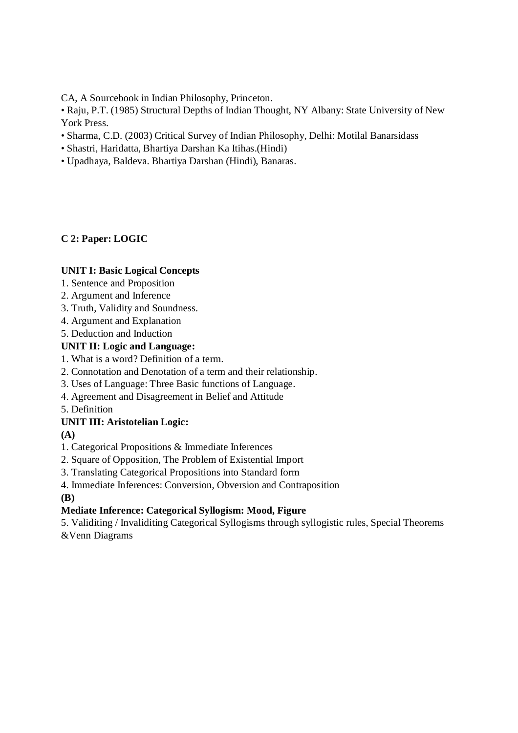CA, A Sourcebook in Indian Philosophy, Princeton.

- Raju, P.T. (1985) Structural Depths of Indian Thought, NY Albany: State University of New York Press.
- Sharma, C.D. (2003) Critical Survey of Indian Philosophy, Delhi: Motilal Banarsidass
- Shastri, Haridatta, Bhartiya Darshan Ka Itihas.(Hindi)
- Upadhaya, Baldeva. Bhartiya Darshan (Hindi), Banaras.

## C 2: Paper: LOGIC

**UNIT I: Basic Logical Concepts**

1. Sentence and Proposition
2. Argument and Inference
3. Truth, Validity and Soundness.
4. Argument and Explanation
5. Deduction and Induction

**UNIT II: Logic and Language:**

1. What is a word? Definition of a term.
2. Connotation and Denotation of a term and their relationship.
3. Uses of Language: Three Basic functions of Language.
4. Agreement and Disagreement in Belief and Attitude
5. Definition

**UNIT III: Aristotelian Logic:**

**(A)**

1. Categorical Propositions & Immediate Inferences
2. Square of Opposition, The Problem of Existential Import
3. Translating Categorical Propositions into Standard form
4. Immediate Inferences: Conversion, Obversion and Contraposition

**(B)**

**Mediate Inference: Categorical Syllogism: Mood, Figure**

5. Validiting / Invaliditing Categorical Syllogisms through syllogistic rules, Special Theorems &Venn Diagrams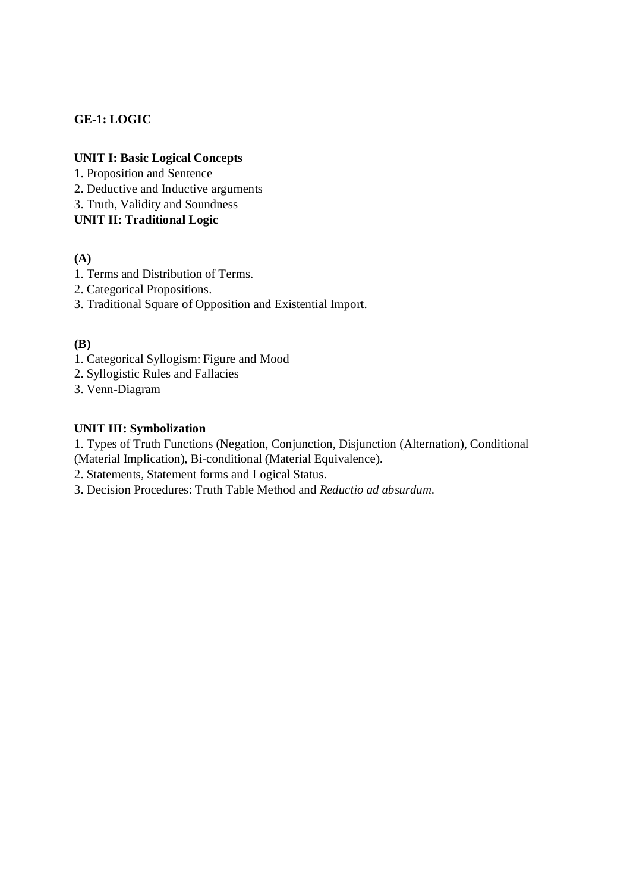**GE-1: LOGIC**

**UNIT I: Basic Logical Concepts**

1. Proposition and Sentence
2. Deductive and Inductive arguments
3. Truth, Validity and Soundness

**UNIT II: Traditional Logic**

**(A)**

1. Terms and Distribution of Terms.
2. Categorical Propositions.
3. Traditional Square of Opposition and Existential Import.

**(B)**

1. Categorical Syllogism: Figure and Mood
2. Syllogistic Rules and Fallacies
3. Venn-Diagram

**UNIT III: Symbolization**

1. Types of Truth Functions (Negation, Conjunction, Disjunction (Alternation), Conditional (Material Implication), Bi-conditional (Material Equivalence).
2. Statements, Statement forms and Logical Status.
3. Decision Procedures: Truth Table Method and *Reductio ad absurdum*.